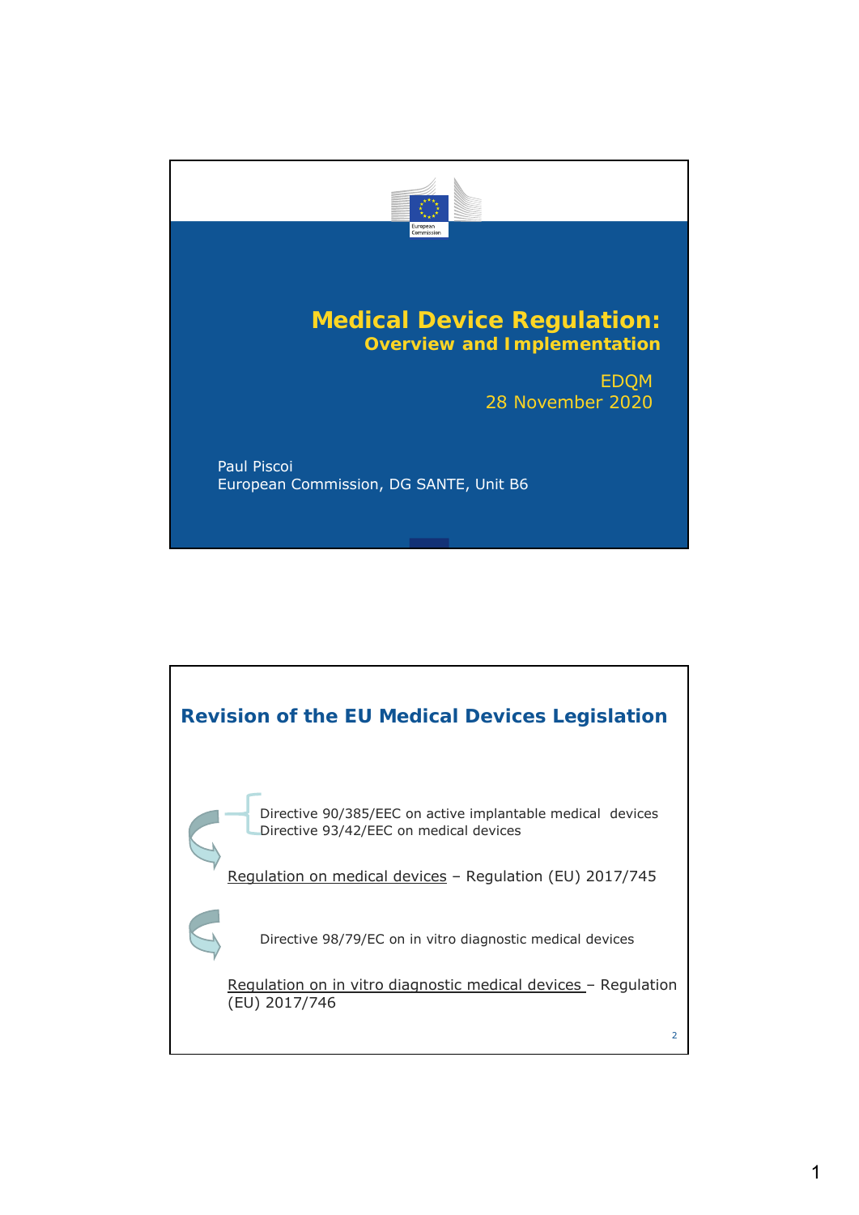# Medical Device Regulation:
## Overview and Implementation

EDQM
28 November 2020

Paul Piscoi
European Commission, DG SANTE, Unit B6

## Revision of the EU Medical Devices Legislation

- Directive 90/385/EEC on active implantable medical devices
- Directive 93/42/EEC on medical devices

Regulation on medical devices – Regulation (EU) 2017/745

- Directive 98/79/EC on in vitro diagnostic medical devices

Regulation on in vitro diagnostic medical devices – Regulation (EU) 2017/746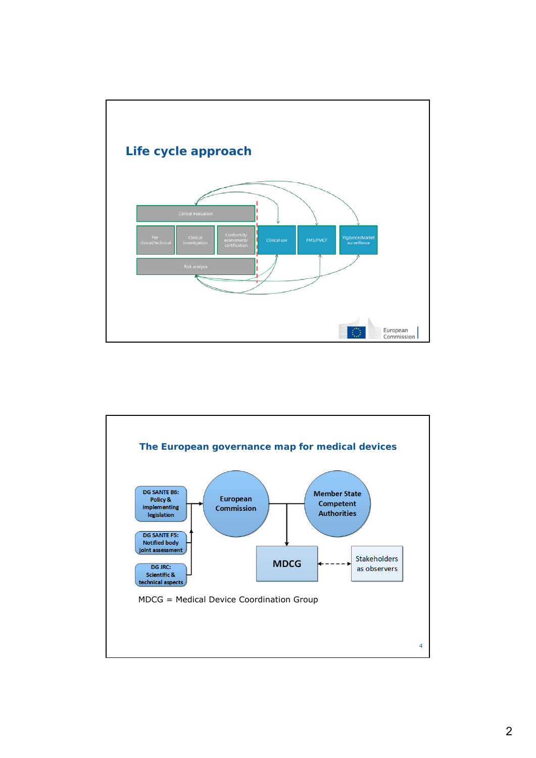## Life cycle approach

Clinical evaluation

Pre-clinical/technical | Clinical investigation | Conformity assessment/ certification | Clinical use | PMS/PMCF | Vigilance/Market surveillance

Risk analysis

## The European governance map for medical devices

DG SANTE B6: Policy & implementing legislation

DG SANTE F5: Notified body joint assessment

DG JRC: Scientific & technical aspects

European Commission

Member State Competent Authorities

MDCG

Stakeholders as observers

MDCG = Medical Device Coordination Group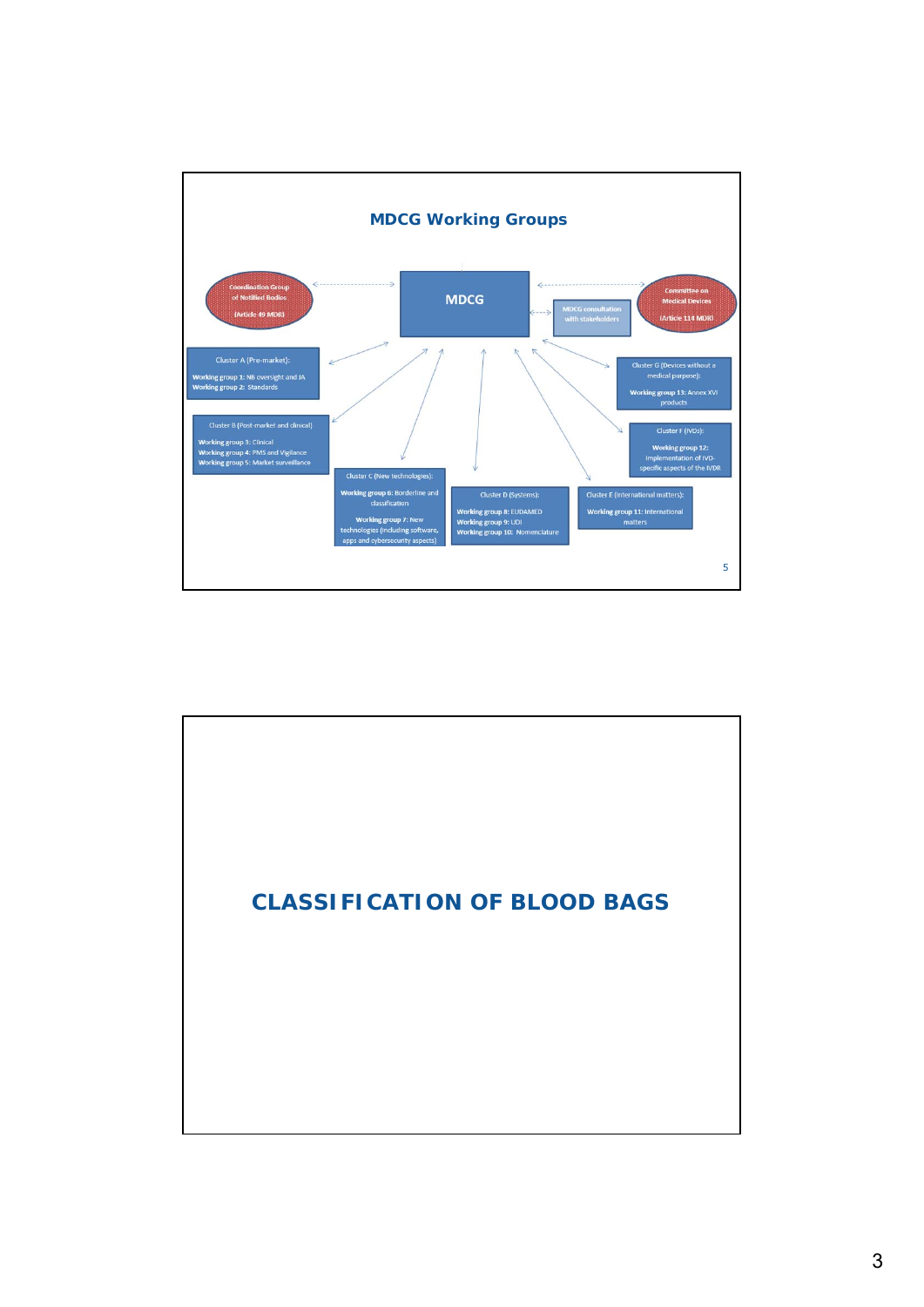## MDCG Working Groups

MDCG

Coordination Group of Notified Bodies (Article 49 MDR)

Committee on Medical Devices (Article 114 MDR)

MDCG consultation with stakeholders

Cluster A (Pre-market):
**Working group 1:** NB oversight and JA
**Working group 2:** Standards

Cluster B (Post-market and clinical):
**Working group 3:** Clinical
**Working group 4:** PMS and Vigilance
**Working group 5:** Market surveillance

Cluster C (New technologies):
**Working group 6:** Borderline and classification
**Working group 7:** New technologies (including software, apps and cybersecurity aspects)

Cluster D (Systems):
**Working group 8:** EUDAMED
**Working group 9:** UDI
**Working group 10:** Nomenclature

Cluster E (International matters):
**Working group 11:** International matters

Cluster F (IVDs):
**Working group 12:** Implementation of IVD-specific aspects of the IVDR

Cluster G (Devices without a medical purpose):
**Working group 13:** Annex XVI products

## CLASSIFICATION OF BLOOD BAGS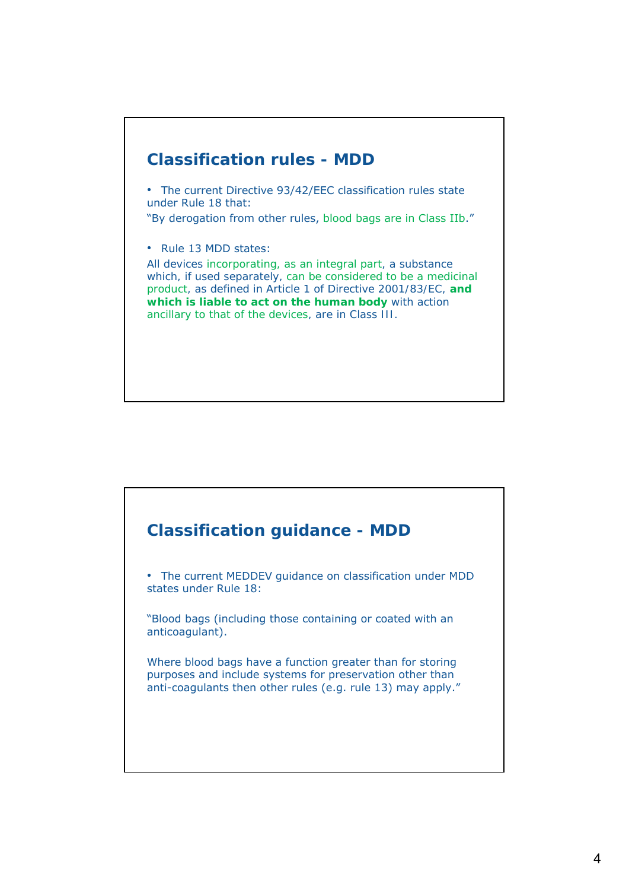## Classification rules - MDD

- The current Directive 93/42/EEC classification rules state under Rule 18 that:

"By derogation from other rules, blood bags are in Class IIb."

- Rule 13 MDD states:

All devices incorporating, as an integral part, a substance which, if used separately, can be considered to be a medicinal product, as defined in Article 1 of Directive 2001/83/EC, **and which is liable to act on the human body** with action ancillary to that of the devices, are in Class III.

## Classification guidance - MDD

- The current MEDDEV guidance on classification under MDD states under Rule 18:

"Blood bags (including those containing or coated with an anticoagulant).

Where blood bags have a function greater than for storing purposes and include systems for preservation other than anti-coagulants then other rules (e.g. rule 13) may apply."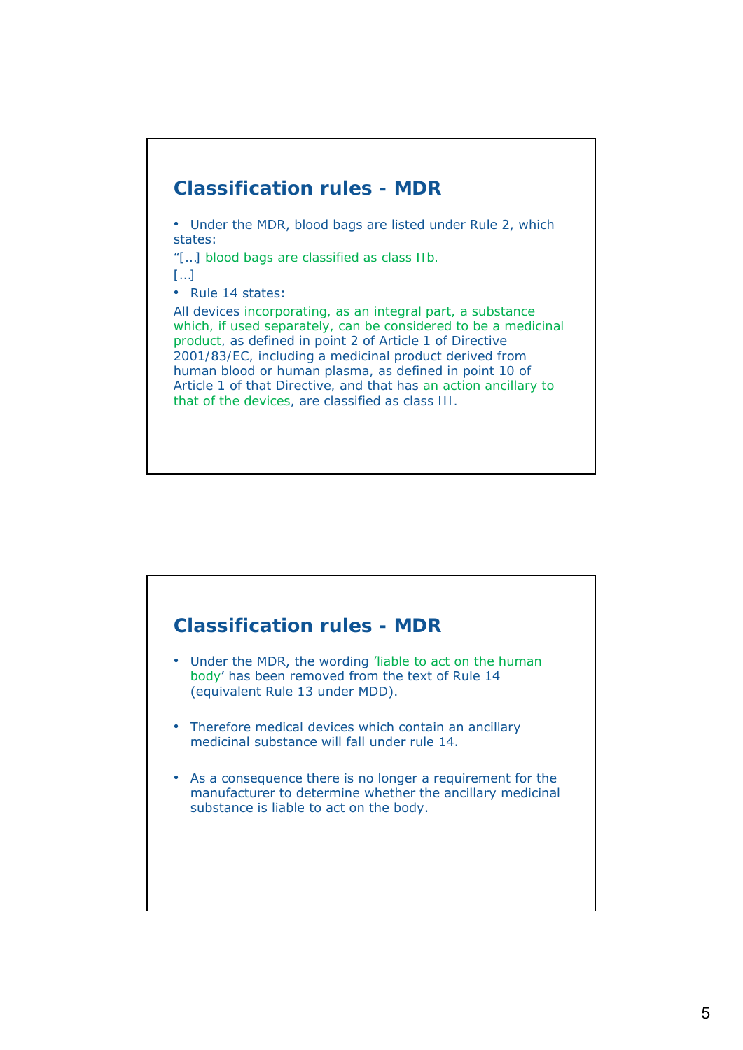## Classification rules - MDR

- Under the MDR, blood bags are listed under Rule 2, which states:

"[…] blood bags are classified as class IIb.

[…]

- Rule 14 states:

All devices incorporating, as an integral part, a substance which, if used separately, can be considered to be a medicinal product, as defined in point 2 of Article 1 of Directive 2001/83/EC, including a medicinal product derived from human blood or human plasma, as defined in point 10 of Article 1 of that Directive, and that has an action ancillary to that of the devices, are classified as class III.

## Classification rules - MDR

- Under the MDR, the wording 'liable to act on the human body' has been removed from the text of Rule 14 (equivalent Rule 13 under MDD).
- Therefore medical devices which contain an ancillary medicinal substance will fall under rule 14.
- As a consequence there is no longer a requirement for the manufacturer to determine whether the ancillary medicinal substance is liable to act on the body.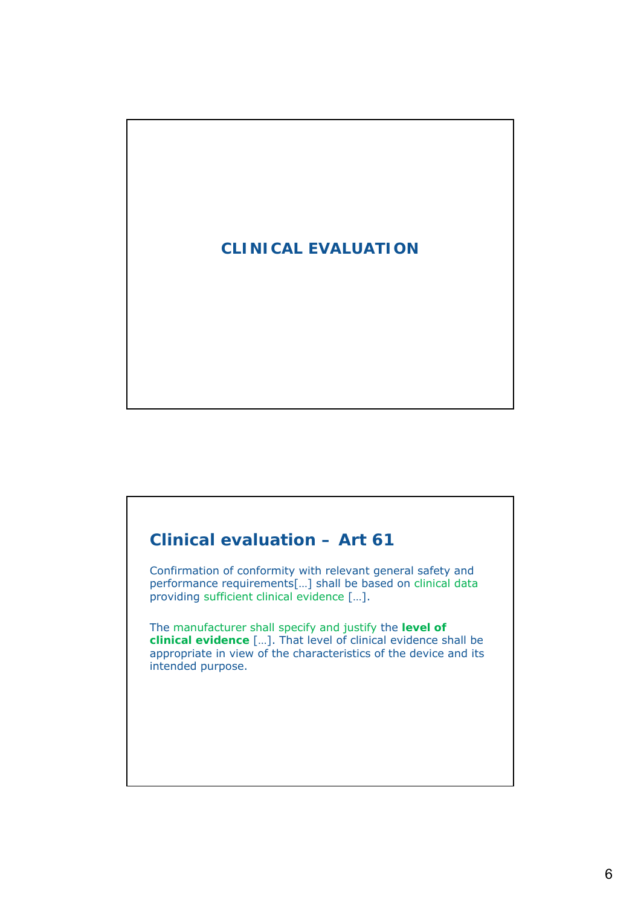# CLINICAL EVALUATION

## Clinical evaluation – Art 61

Confirmation of conformity with relevant general safety and performance requirements[…] shall be based on clinical data providing sufficient clinical evidence […].

The manufacturer shall specify and justify the **level of clinical evidence** […]. That level of clinical evidence shall be appropriate in view of the characteristics of the device and its intended purpose.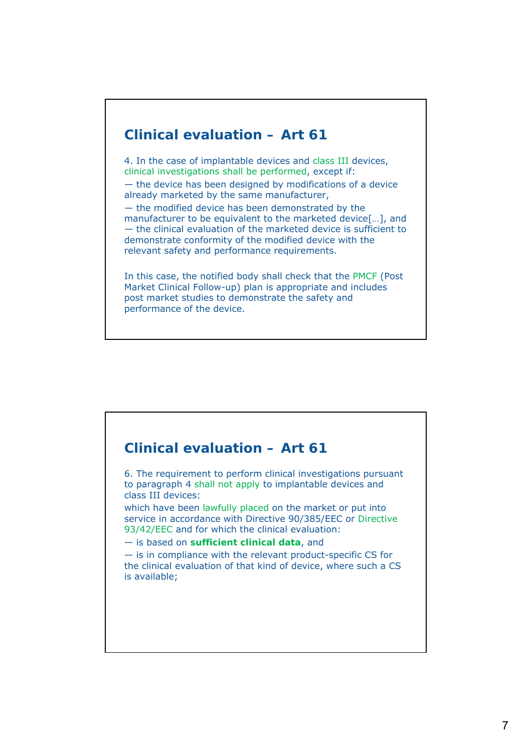## Clinical evaluation – Art 61

4. In the case of implantable devices and class III devices, clinical investigations shall be performed, except if:

— the device has been designed by modifications of a device already marketed by the same manufacturer,

— the modified device has been demonstrated by the manufacturer to be equivalent to the marketed device[…], and

— the clinical evaluation of the marketed device is sufficient to demonstrate conformity of the modified device with the relevant safety and performance requirements.

In this case, the notified body shall check that the PMCF (Post Market Clinical Follow-up) plan is appropriate and includes post market studies to demonstrate the safety and performance of the device.

## Clinical evaluation – Art 61

6. The requirement to perform clinical investigations pursuant to paragraph 4 shall not apply to implantable devices and class III devices:

which have been lawfully placed on the market or put into service in accordance with Directive 90/385/EEC or Directive 93/42/EEC and for which the clinical evaluation:

— is based on **sufficient clinical data**, and

— is in compliance with the relevant product-specific CS for the clinical evaluation of that kind of device, where such a CS is available;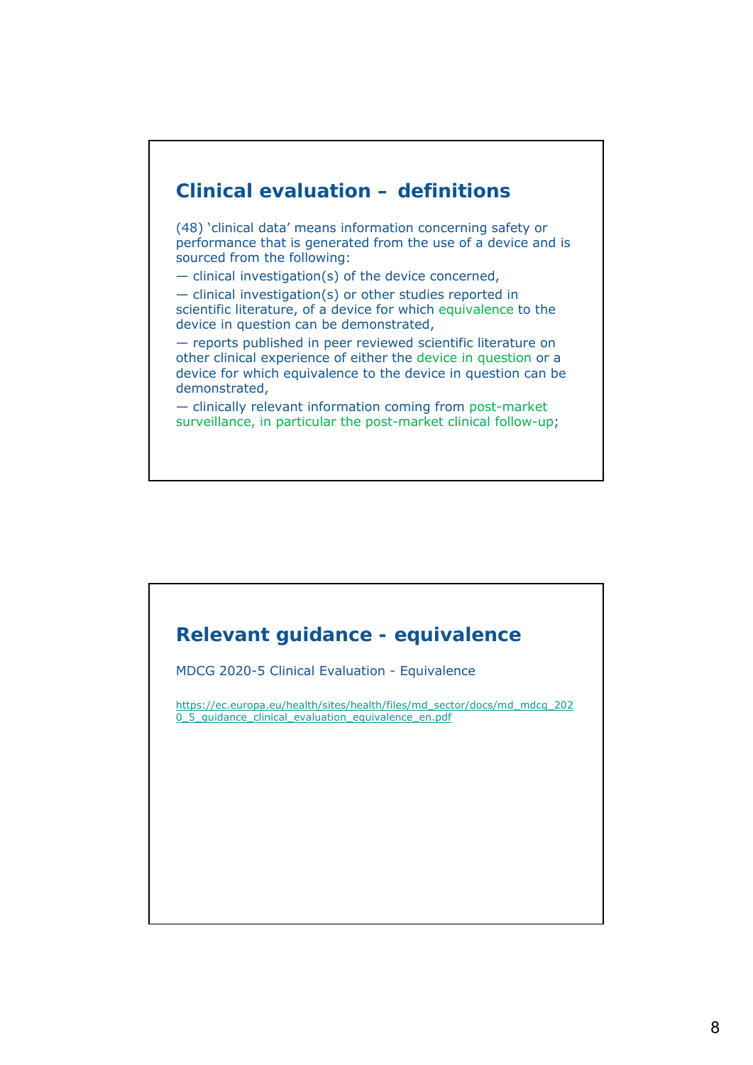## Clinical evaluation – definitions

(48) 'clinical data' means information concerning safety or performance that is generated from the use of a device and is sourced from the following:

— clinical investigation(s) of the device concerned,

— clinical investigation(s) or other studies reported in scientific literature, of a device for which equivalence to the device in question can be demonstrated,

— reports published in peer reviewed scientific literature on other clinical experience of either the device in question or a device for which equivalence to the device in question can be demonstrated,

— clinically relevant information coming from post-market surveillance, in particular the post-market clinical follow-up;

## Relevant guidance - equivalence

MDCG 2020-5 Clinical Evaluation - Equivalence

https://ec.europa.eu/health/sites/health/files/md_sector/docs/md_mdcg_2020_5_guidance_clinical_evaluation_equivalence_en.pdf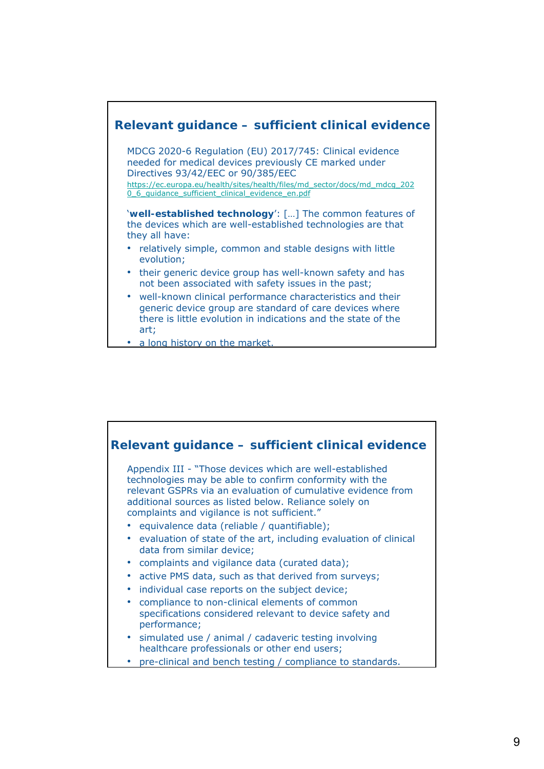## Relevant guidance – sufficient clinical evidence

MDCG 2020-6 Regulation (EU) 2017/745: Clinical evidence needed for medical devices previously CE marked under Directives 93/42/EEC or 90/385/EEC
https://ec.europa.eu/health/sites/health/files/md_sector/docs/md_mdcg_2020_6_guidance_sufficient_clinical_evidence_en.pdf

'**well-established technology**': […] The common features of the devices which are well-established technologies are that they all have:

- relatively simple, common and stable designs with little evolution;
- their generic device group has well-known safety and has not been associated with safety issues in the past;
- well-known clinical performance characteristics and their generic device group are standard of care devices where there is little evolution in indications and the state of the art;
- a long history on the market.

## Relevant guidance – sufficient clinical evidence

Appendix III - "Those devices which are well-established technologies may be able to confirm conformity with the relevant GSPRs via an evaluation of cumulative evidence from additional sources as listed below. Reliance solely on complaints and vigilance is not sufficient."

- equivalence data (reliable / quantifiable);
- evaluation of state of the art, including evaluation of clinical data from similar device;
- complaints and vigilance data (curated data);
- active PMS data, such as that derived from surveys;
- individual case reports on the subject device;
- compliance to non-clinical elements of common specifications considered relevant to device safety and performance;
- simulated use / animal / cadaveric testing involving healthcare professionals or other end users;
- pre-clinical and bench testing / compliance to standards.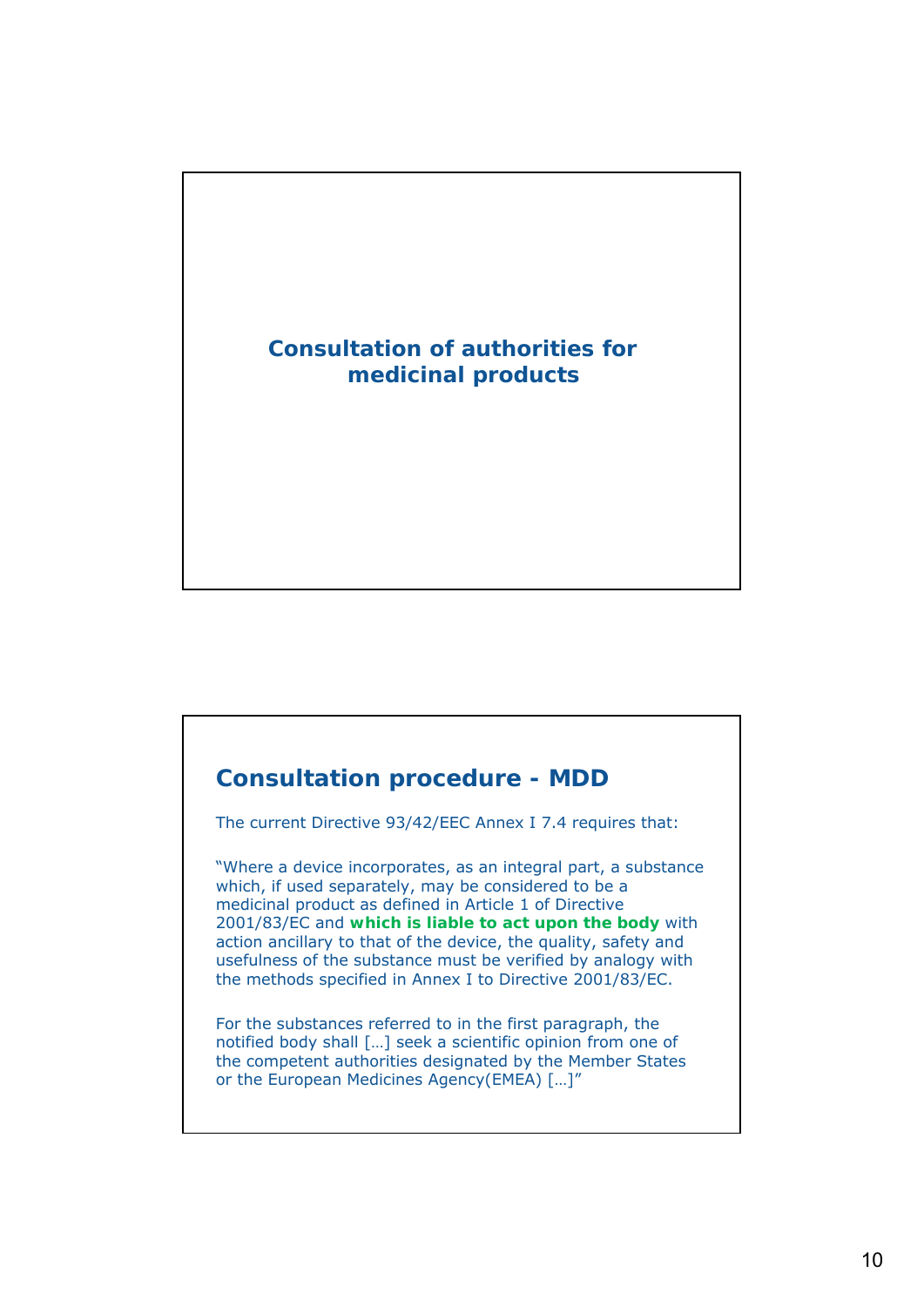## Consultation of authorities for medicinal products

## Consultation procedure - MDD

The current Directive 93/42/EEC Annex I 7.4 requires that:

"Where a device incorporates, as an integral part, a substance which, if used separately, may be considered to be a medicinal product as defined in Article 1 of Directive 2001/83/EC and **which is liable to act upon the body** with action ancillary to that of the device, the quality, safety and usefulness of the substance must be verified by analogy with the methods specified in Annex I to Directive 2001/83/EC.

For the substances referred to in the first paragraph, the notified body shall […] seek a scientific opinion from one of the competent authorities designated by the Member States or the European Medicines Agency(EMEA) […]"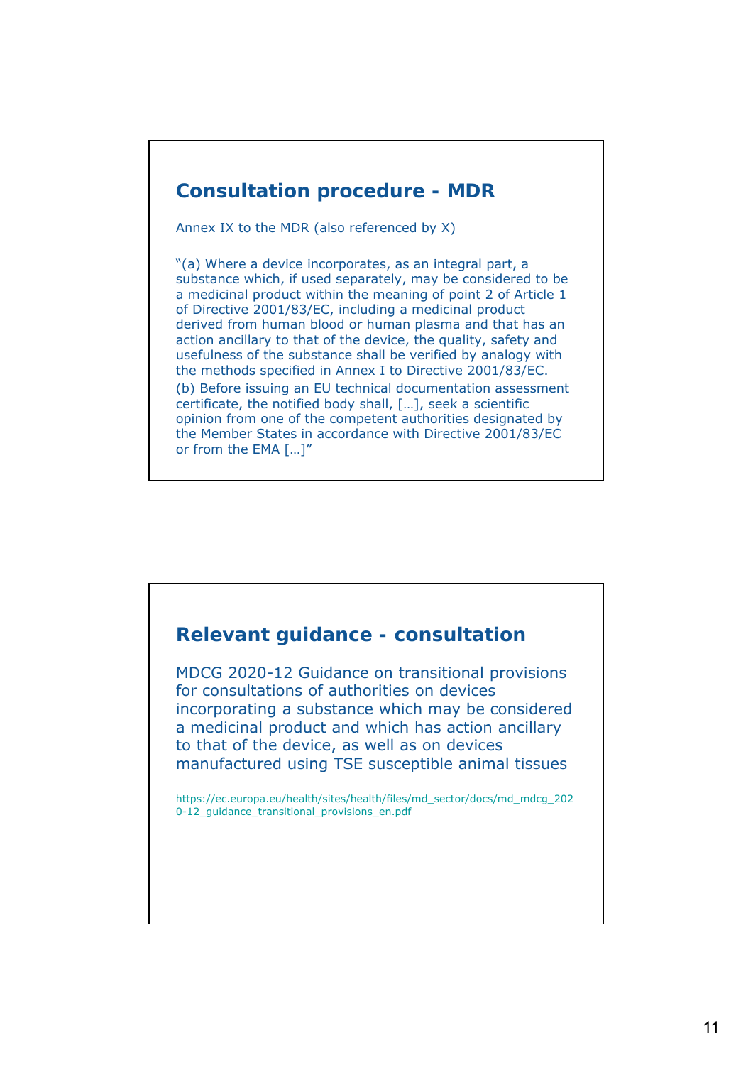## Consultation procedure - MDR

Annex IX to the MDR (also referenced by X)

"(a) Where a device incorporates, as an integral part, a substance which, if used separately, may be considered to be a medicinal product within the meaning of point 2 of Article 1 of Directive 2001/83/EC, including a medicinal product derived from human blood or human plasma and that has an action ancillary to that of the device, the quality, safety and usefulness of the substance shall be verified by analogy with the methods specified in Annex I to Directive 2001/83/EC.

(b) Before issuing an EU technical documentation assessment certificate, the notified body shall, […], seek a scientific opinion from one of the competent authorities designated by the Member States in accordance with Directive 2001/83/EC or from the EMA […]"

## Relevant guidance - consultation

MDCG 2020-12 Guidance on transitional provisions for consultations of authorities on devices incorporating a substance which may be considered a medicinal product and which has action ancillary to that of the device, as well as on devices manufactured using TSE susceptible animal tissues

https://ec.europa.eu/health/sites/health/files/md_sector/docs/md_mdcg_2020-12_guidance_transitional_provisions_en.pdf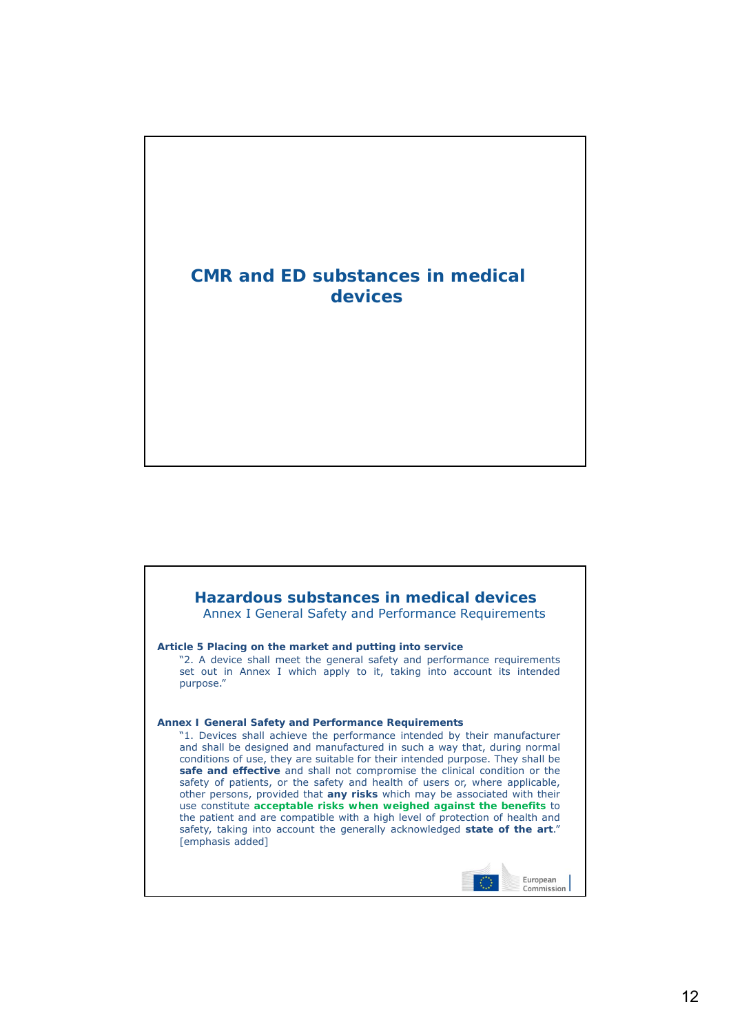## CMR and ED substances in medical devices

## Hazardous substances in medical devices

Annex I General Safety and Performance Requirements

**Article 5 Placing on the market and putting into service**

"2. A device shall meet the general safety and performance requirements set out in Annex I which apply to it, taking into account its intended purpose."

**Annex I General Safety and Performance Requirements**

"1. Devices shall achieve the performance intended by their manufacturer and shall be designed and manufactured in such a way that, during normal conditions of use, they are suitable for their intended purpose. They shall be **safe and effective** and shall not compromise the clinical condition or the safety of patients, or the safety and health of users or, where applicable, other persons, provided that **any risks** which may be associated with their use constitute **acceptable risks when weighed against the benefits** to the patient and are compatible with a high level of protection of health and safety, taking into account the generally acknowledged **state of the art**." [emphasis added]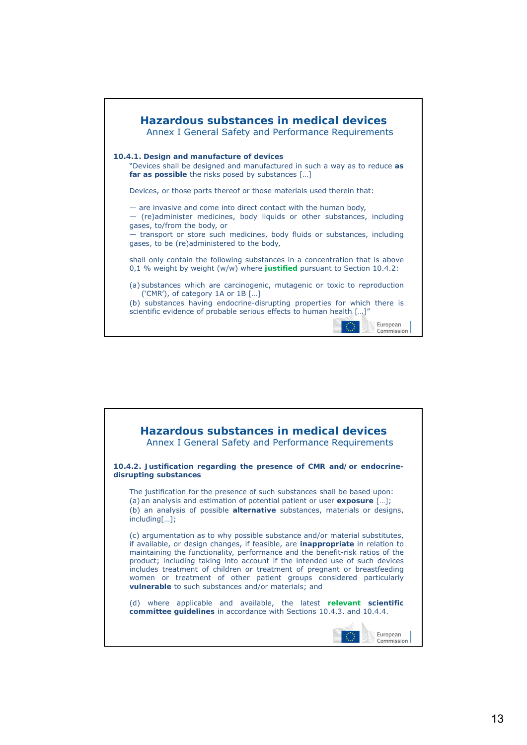## Hazardous substances in medical devices

Annex I General Safety and Performance Requirements

**10.4.1. Design and manufacture of devices**

"Devices shall be designed and manufactured in such a way as to reduce **as far as possible** the risks posed by substances […]

Devices, or those parts thereof or those materials used therein that:

— are invasive and come into direct contact with the human body,
— (re)administer medicines, body liquids or other substances, including gases, to/from the body, or
— transport or store such medicines, body fluids or substances, including gases, to be (re)administered to the body,

shall only contain the following substances in a concentration that is above 0,1 % weight by weight (w/w) where **justified** pursuant to Section 10.4.2:

(a) substances which are carcinogenic, mutagenic or toxic to reproduction ('CMR'), of category 1A or 1B […]
(b) substances having endocrine-disrupting properties for which there is scientific evidence of probable serious effects to human health […]"

## Hazardous substances in medical devices

Annex I General Safety and Performance Requirements

**10.4.2. Justification regarding the presence of CMR and/or endocrine-disrupting substances**

The justification for the presence of such substances shall be based upon:
(a) an analysis and estimation of potential patient or user **exposure** […];
(b) an analysis of possible **alternative** substances, materials or designs, including[…];

(c) argumentation as to why possible substance and/or material substitutes, if available, or design changes, if feasible, are **inappropriate** in relation to maintaining the functionality, performance and the benefit-risk ratios of the product; including taking into account if the intended use of such devices includes treatment of children or treatment of pregnant or breastfeeding women or treatment of other patient groups considered particularly **vulnerable** to such substances and/or materials; and

(d) where applicable and available, the latest **relevant scientific committee guidelines** in accordance with Sections 10.4.3. and 10.4.4.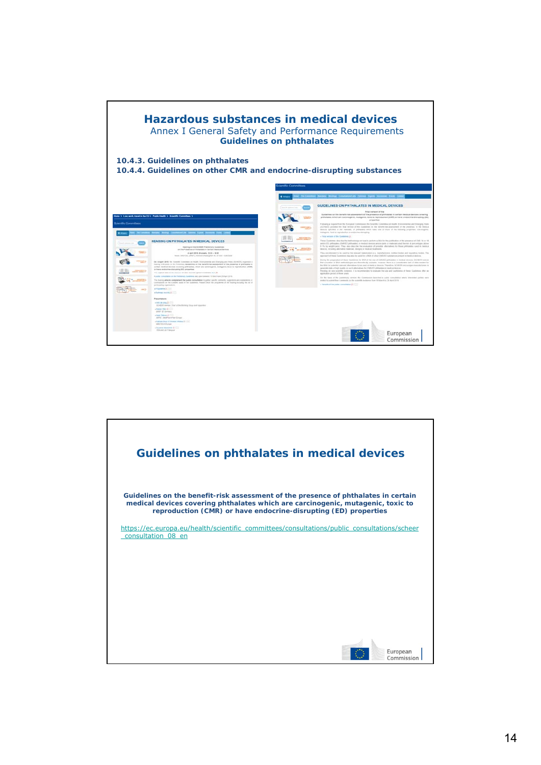## Hazardous substances in medical devices

Annex I General Safety and Performance Requirements

**Guidelines on phthalates**

**10.4.3. Guidelines on phthalates**

**10.4.4. Guidelines on other CMR and endocrine-disrupting substances**

## Guidelines on phthalates in medical devices

**Guidelines on the benefit-risk assessment of the presence of phthalates in certain medical devices covering phthalates which are carcinogenic, mutagenic, toxic to reproduction (CMR) or have endocrine-disrupting (ED) properties**

https://ec.europa.eu/health/scientific_committees/consultations/public_consultations/scheer_consultation_08_en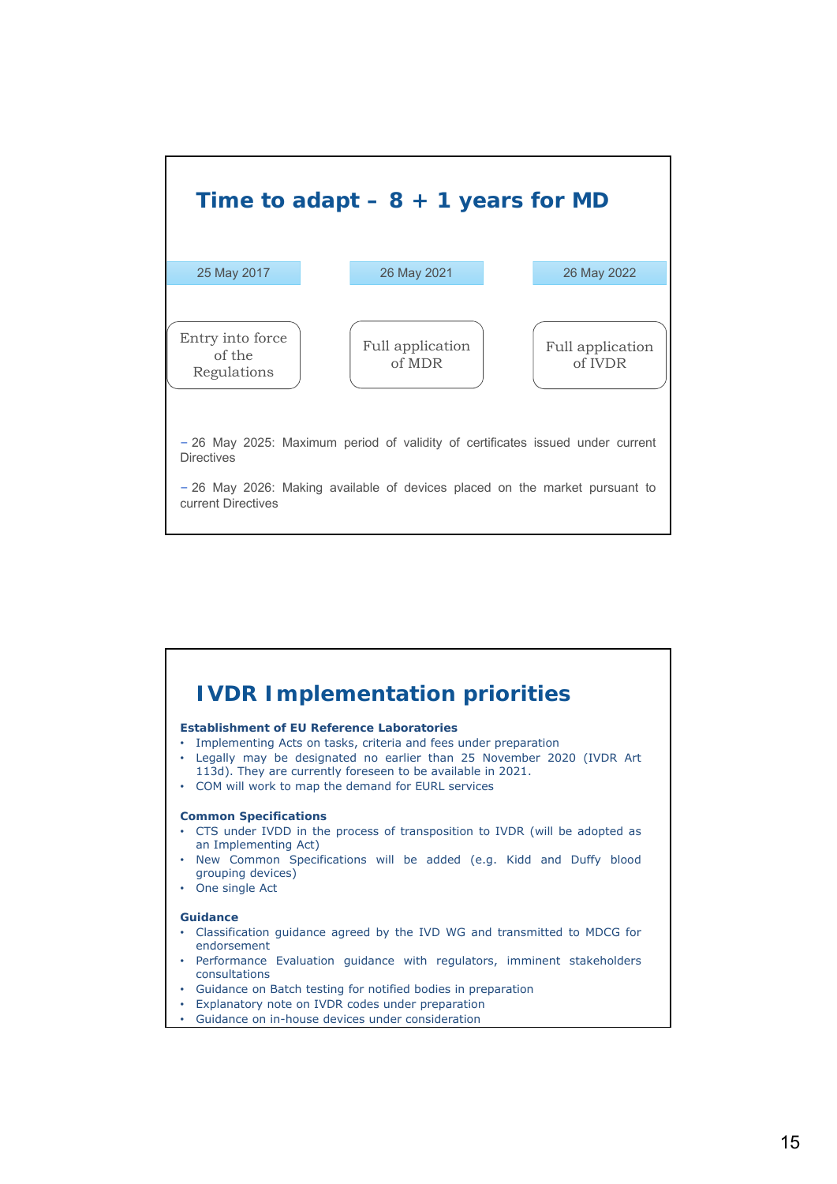## Time to adapt – 8 + 1 years for MD

| 25 May 2017 | 26 May 2021 | 26 May 2022 |
| --- | --- | --- |
| Entry into force of the Regulations | Full application of MDR | Full application of IVDR |

– 26 May 2025: Maximum period of validity of certificates issued under current Directives

– 26 May 2026: Making available of devices placed on the market pursuant to current Directives

## IVDR Implementation priorities

**Establishment of EU Reference Laboratories**

- Implementing Acts on tasks, criteria and fees under preparation
- Legally may be designated no earlier than 25 November 2020 (IVDR Art 113d). They are currently foreseen to be available in 2021.
- COM will work to map the demand for EURL services

**Common Specifications**

- CTS under IVDD in the process of transposition to IVDR (will be adopted as an Implementing Act)
- New Common Specifications will be added (e.g. Kidd and Duffy blood grouping devices)
- One single Act

**Guidance**

- Classification guidance agreed by the IVD WG and transmitted to MDCG for endorsement
- Performance Evaluation guidance with regulators, imminent stakeholders consultations
- Guidance on Batch testing for notified bodies in preparation
- Explanatory note on IVDR codes under preparation
- Guidance on in-house devices under consideration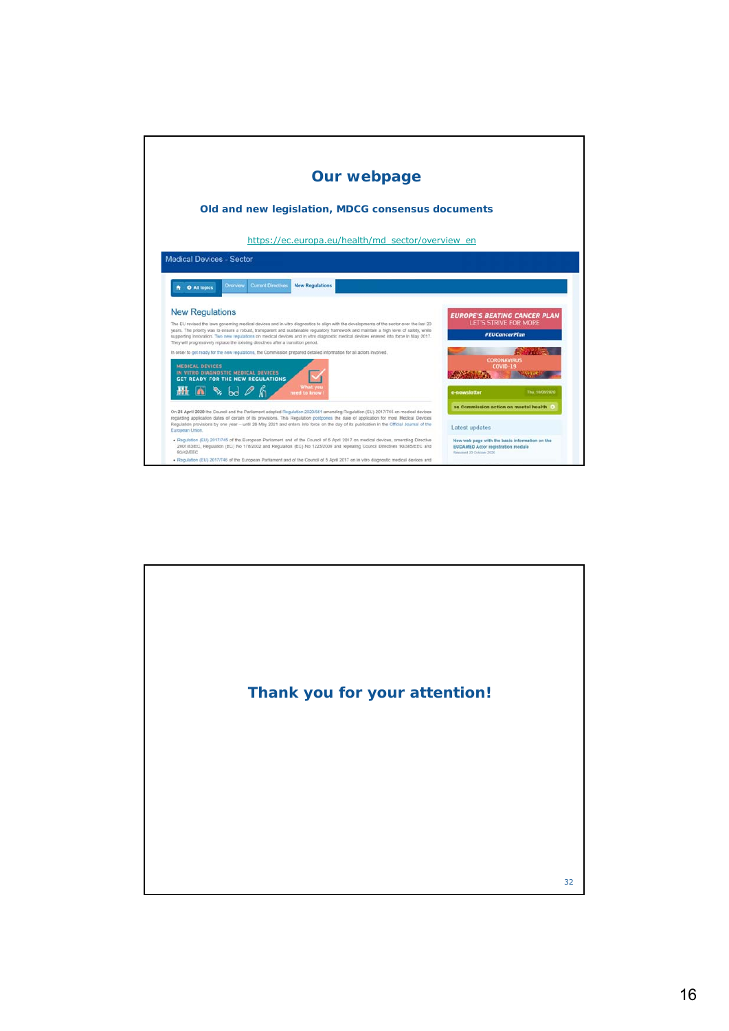## Our webpage

**Old and new legislation, MDCG consensus documents**

https://ec.europa.eu/health/md_sector/overview_en

## Thank you for your attention!